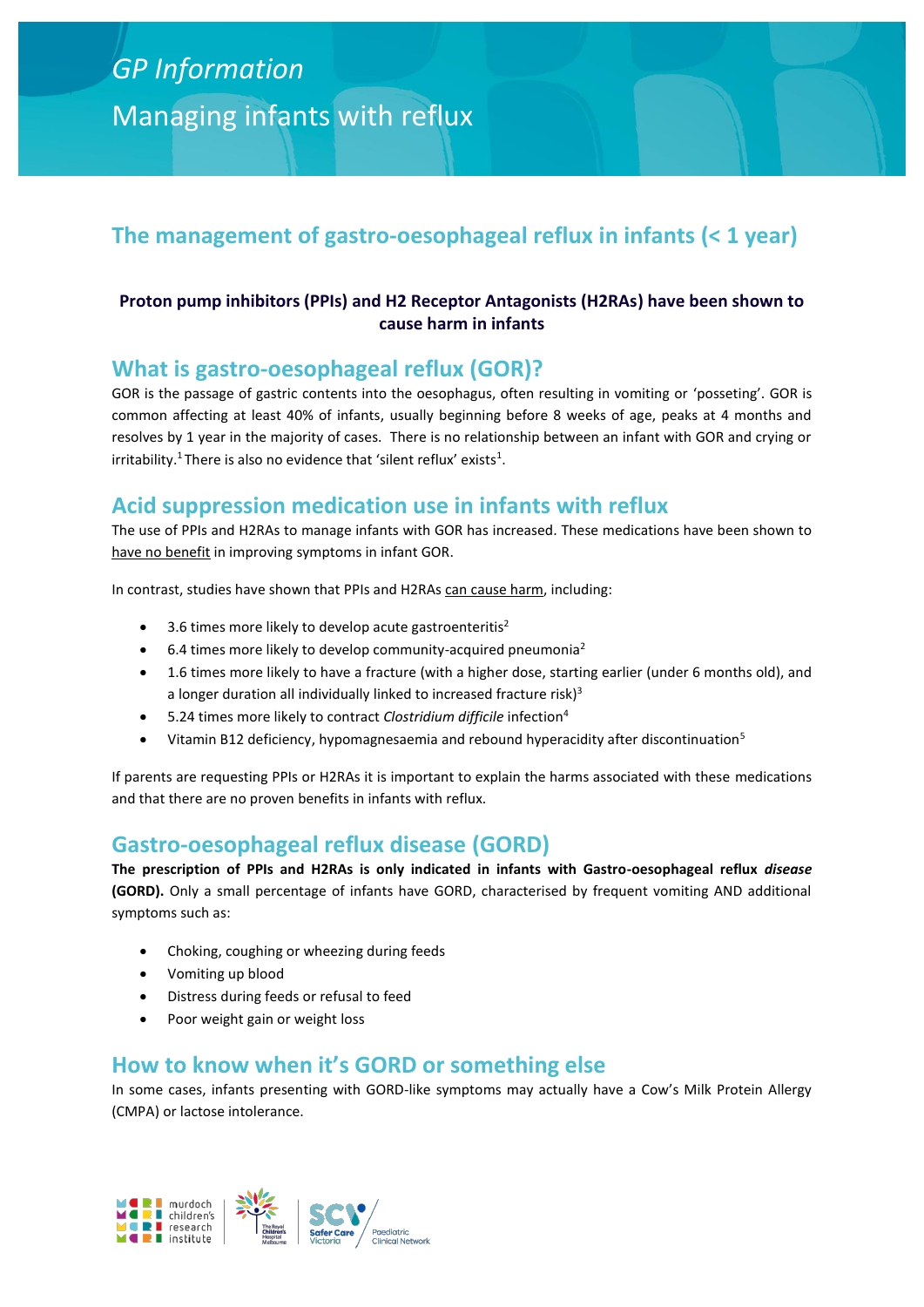# GP Information

# Managing infants with reflux

## The management of gastro-oesophageal reflux in infants (< 1 year)

**Proton pump inhibitors (PPIs) and H2 Receptor Antagonists (H2RAs) have been shown to cause harm in infants**

## What is gastro-oesophageal reflux (GOR)?

GOR is the passage of gastric contents into the oesophagus, often resulting in vomiting or 'posseting'. GOR is common affecting at least 40% of infants, usually beginning before 8 weeks of age, peaks at 4 months and resolves by 1 year in the majority of cases. There is no relationship between an infant with GOR and crying or irritability.[1] There is also no evidence that 'silent reflux' exists[1].

## Acid suppression medication use in infants with reflux

The use of PPIs and H2RAs to manage infants with GOR has increased. These medications have been shown to have no benefit in improving symptoms in infant GOR.

In contrast, studies have shown that PPIs and H2RAs can cause harm, including:

- 3.6 times more likely to develop acute gastroenteritis[2]
- 6.4 times more likely to develop community-acquired pneumonia[2]
- 1.6 times more likely to have a fracture (with a higher dose, starting earlier (under 6 months old), and a longer duration all individually linked to increased fracture risk)[3]
- 5.24 times more likely to contract *Clostridium difficile* infection[4]
- Vitamin B12 deficiency, hypomagnesaemia and rebound hyperacidity after discontinuation[5]

If parents are requesting PPIs or H2RAs it is important to explain the harms associated with these medications and that there are no proven benefits in infants with reflux.

## Gastro-oesophageal reflux disease (GORD)

**The prescription of PPIs and H2RAs is only indicated in infants with Gastro-oesophageal reflux *disease* (GORD).** Only a small percentage of infants have GORD, characterised by frequent vomiting AND additional symptoms such as:

- Choking, coughing or wheezing during feeds
- Vomiting up blood
- Distress during feeds or refusal to feed
- Poor weight gain or weight loss

## How to know when it's GORD or something else

In some cases, infants presenting with GORD-like symptoms may actually have a Cow's Milk Protein Allergy (CMPA) or lactose intolerance.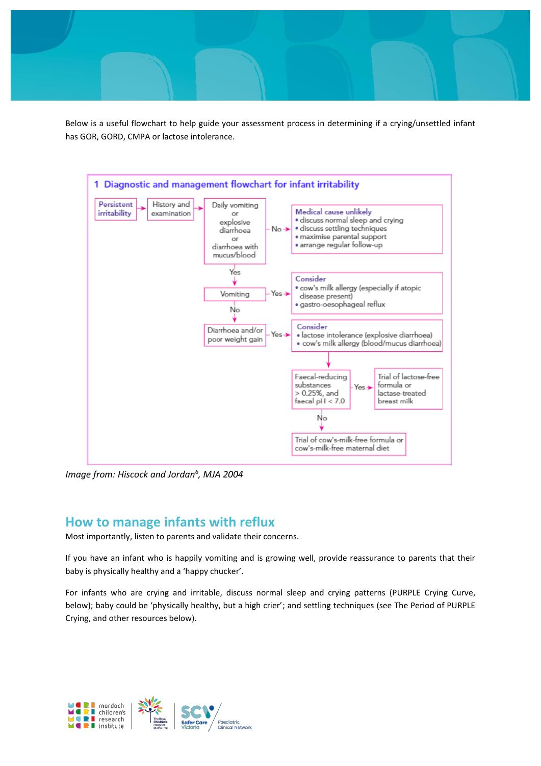Below is a useful flowchart to help guide your assessment process in determining if a crying/unsettled infant has GOR, GORD, CMPA or lactose intolerance.

**1 Diagnostic and management flowchart for infant irritability**

- Persistent irritability → History and examination → Daily vomiting or explosive diarrhoea or diarrhoea with mucus/blood
  - No → **Medical cause unlikely**
    - discuss normal sleep and crying
    - discuss settling techniques
    - maximise parental support
    - arrange regular follow-up
  - Yes → Vomiting
    - Yes → **Consider**
      - cow's milk allergy (especially if atopic disease present)
      - gastro-oesophageal reflux
    - No → Diarrhoea and/or poor weight gain
      - Yes → **Consider**
        - lactose intolerance (explosive diarrhoea)
        - cow's milk allergy (blood/mucus diarrhoea)
        - → Faecal-reducing substances > 0.25%, and faecal pH < 7.0
          - Yes → Trial of lactose-free formula or lactase-treated breast milk
          - No → Trial of cow's-milk-free formula or cow's-milk-free maternal diet

*Image from: Hiscock and Jordan[6], MJA 2004*

## How to manage infants with reflux

Most importantly, listen to parents and validate their concerns.

If you have an infant who is happily vomiting and is growing well, provide reassurance to parents that their baby is physically healthy and a 'happy chucker'.

For infants who are crying and irritable, discuss normal sleep and crying patterns (PURPLE Crying Curve, below); baby could be 'physically healthy, but a high crier'; and settling techniques (see The Period of PURPLE Crying, and other resources below).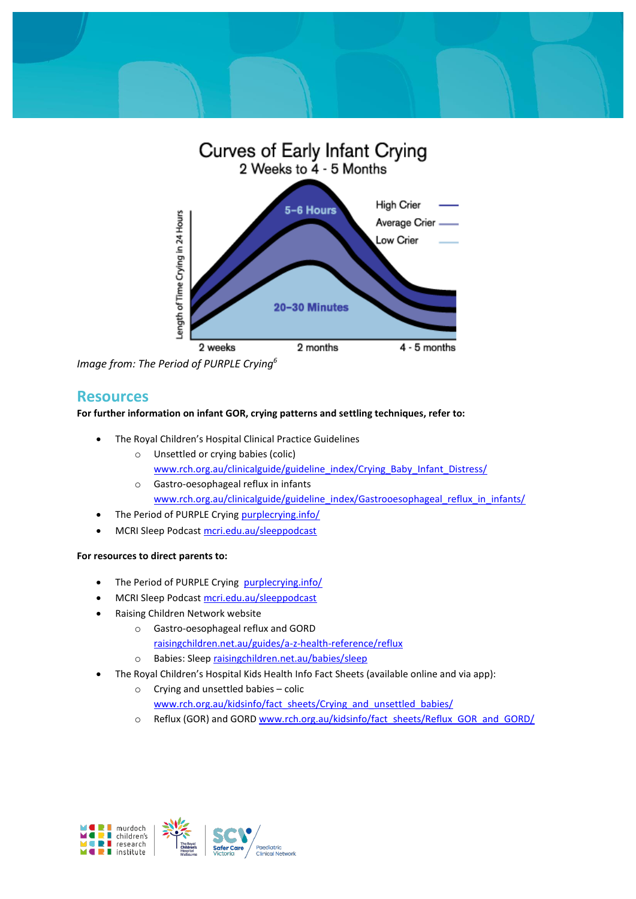Curves of Early Infant Crying

2 Weeks to 4 - 5 Months

*Image from: The Period of PURPLE Crying*[6]

## Resources

**For further information on infant GOR, crying patterns and settling techniques, refer to:**

- The Royal Children's Hospital Clinical Practice Guidelines
  - Unsettled or crying babies (colic) www.rch.org.au/clinicalguide/guideline_index/Crying_Baby_Infant_Distress/
  - Gastro-oesophageal reflux in infants www.rch.org.au/clinicalguide/guideline_index/Gastrooesophageal_reflux_in_infants/
- The Period of PURPLE Crying purplecrying.info/
- MCRI Sleep Podcast mcri.edu.au/sleeppodcast

**For resources to direct parents to:**

- The Period of PURPLE Crying purplecrying.info/
- MCRI Sleep Podcast mcri.edu.au/sleeppodcast
- Raising Children Network website
  - Gastro-oesophageal reflux and GORD raisingchildren.net.au/guides/a-z-health-reference/reflux
  - Babies: Sleep raisingchildren.net.au/babies/sleep
- The Royal Children's Hospital Kids Health Info Fact Sheets (available online and via app):
  - Crying and unsettled babies – colic www.rch.org.au/kidsinfo/fact_sheets/Crying_and_unsettled_babies/
  - Reflux (GOR) and GORD www.rch.org.au/kidsinfo/fact_sheets/Reflux_GOR_and_GORD/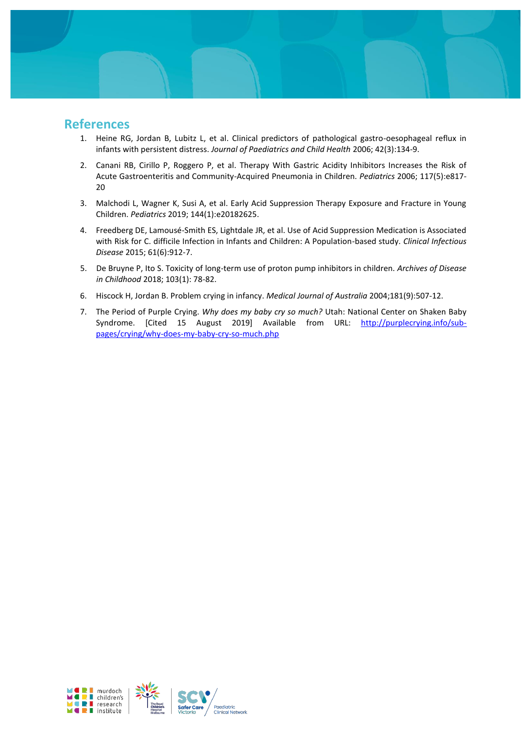## References

1. Heine RG, Jordan B, Lubitz L, et al. Clinical predictors of pathological gastro-oesophageal reflux in infants with persistent distress. *Journal of Paediatrics and Child Health* 2006; 42(3):134-9.
2. Canani RB, Cirillo P, Roggero P, et al. Therapy With Gastric Acidity Inhibitors Increases the Risk of Acute Gastroenteritis and Community-Acquired Pneumonia in Children. *Pediatrics* 2006; 117(5):e817-20
3. Malchodi L, Wagner K, Susi A, et al. Early Acid Suppression Therapy Exposure and Fracture in Young Children. *Pediatrics* 2019; 144(1):e20182625.
4. Freedberg DE, Lamousé-Smith ES, Lightdale JR, et al. Use of Acid Suppression Medication is Associated with Risk for C. difficile Infection in Infants and Children: A Population-based study. *Clinical Infectious Disease* 2015; 61(6):912-7.
5. De Bruyne P, Ito S. Toxicity of long-term use of proton pump inhibitors in children. *Archives of Disease in Childhood* 2018; 103(1): 78-82.
6. Hiscock H, Jordan B. Problem crying in infancy. *Medical Journal of Australia* 2004;181(9):507-12.
7. The Period of Purple Crying. *Why does my baby cry so much?* Utah: National Center on Shaken Baby Syndrome. [Cited 15 August 2019] Available from URL: http://purplecrying.info/sub-pages/crying/why-does-my-baby-cry-so-much.php